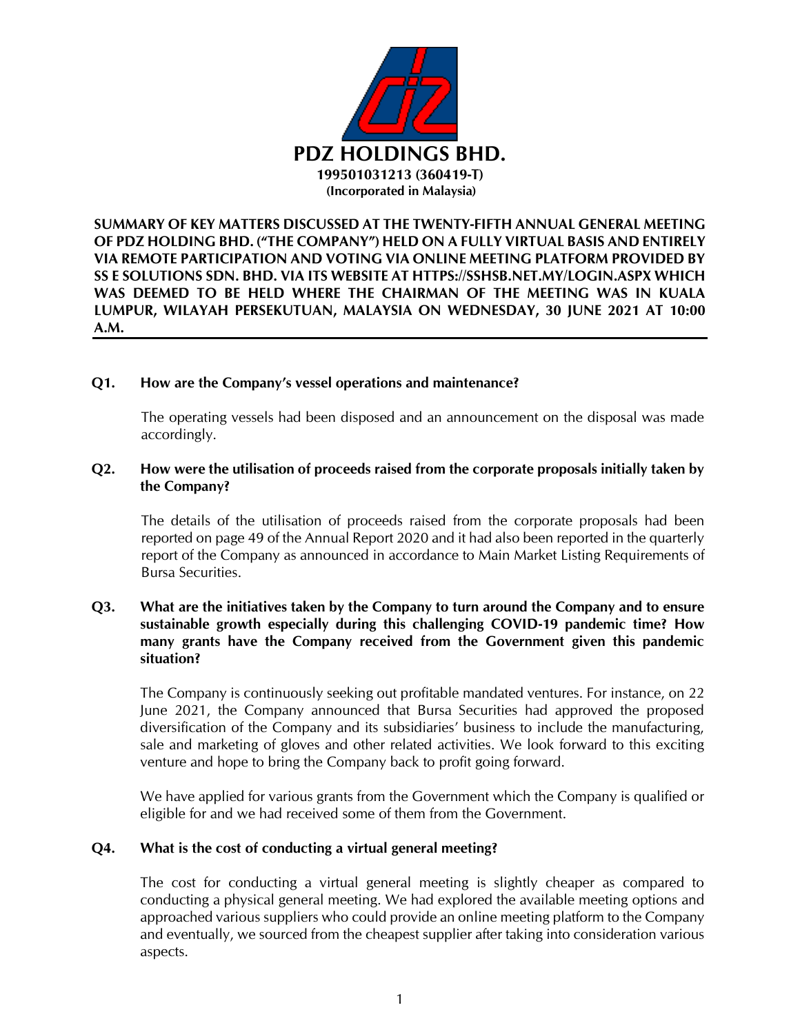# PDZ HOLDINGS BHD.

**199501031213 (360419-T)**
**(Incorporated in Malaysia)**

**SUMMARY OF KEY MATTERS DISCUSSED AT THE TWENTY-FIFTH ANNUAL GENERAL MEETING OF PDZ HOLDING BHD. ("THE COMPANY") HELD ON A FULLY VIRTUAL BASIS AND ENTIRELY VIA REMOTE PARTICIPATION AND VOTING VIA ONLINE MEETING PLATFORM PROVIDED BY SS E SOLUTIONS SDN. BHD. VIA ITS WEBSITE AT HTTPS://SSHSB.NET.MY/LOGIN.ASPX WHICH WAS DEEMED TO BE HELD WHERE THE CHAIRMAN OF THE MEETING WAS IN KUALA LUMPUR, WILAYAH PERSEKUTUAN, MALAYSIA ON WEDNESDAY, 30 JUNE 2021 AT 10:00 A.M.**

---

**Q1. How are the Company's vessel operations and maintenance?**

The operating vessels had been disposed and an announcement on the disposal was made accordingly.

**Q2. How were the utilisation of proceeds raised from the corporate proposals initially taken by the Company?**

The details of the utilisation of proceeds raised from the corporate proposals had been reported on page 49 of the Annual Report 2020 and it had also been reported in the quarterly report of the Company as announced in accordance to Main Market Listing Requirements of Bursa Securities.

**Q3. What are the initiatives taken by the Company to turn around the Company and to ensure sustainable growth especially during this challenging COVID-19 pandemic time? How many grants have the Company received from the Government given this pandemic situation?**

The Company is continuously seeking out profitable mandated ventures. For instance, on 22 June 2021, the Company announced that Bursa Securities had approved the proposed diversification of the Company and its subsidiaries' business to include the manufacturing, sale and marketing of gloves and other related activities. We look forward to this exciting venture and hope to bring the Company back to profit going forward.

We have applied for various grants from the Government which the Company is qualified or eligible for and we had received some of them from the Government.

**Q4. What is the cost of conducting a virtual general meeting?**

The cost for conducting a virtual general meeting is slightly cheaper as compared to conducting a physical general meeting. We had explored the available meeting options and approached various suppliers who could provide an online meeting platform to the Company and eventually, we sourced from the cheapest supplier after taking into consideration various aspects.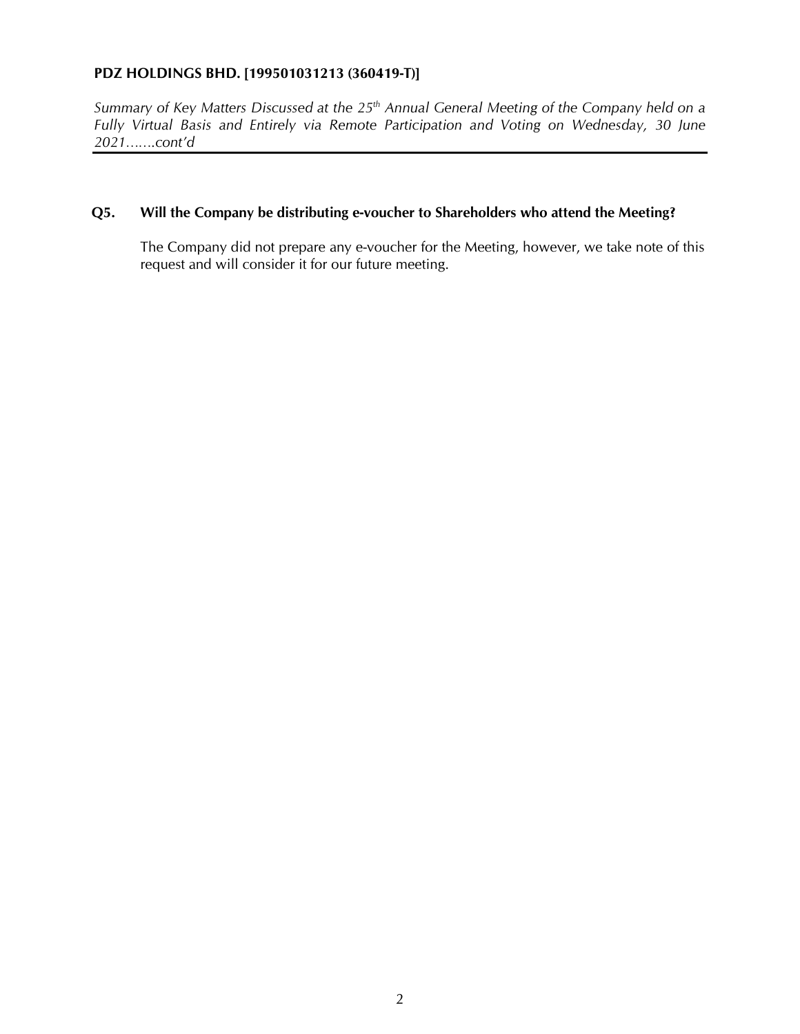## Q5. Will the Company be distributing e-voucher to Shareholders who attend the Meeting?

The Company did not prepare any e-voucher for the Meeting, however, we take note of this request and will consider it for our future meeting.